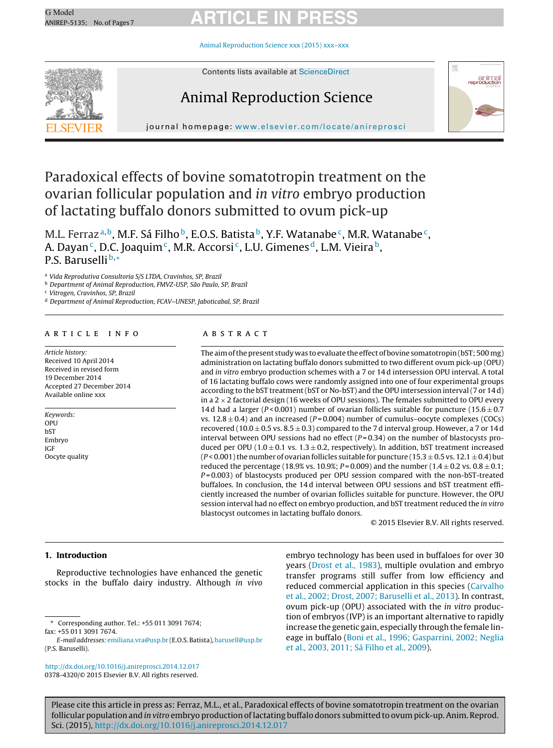# Paradoxical effects of bovine somatotropin treatment on the ovarian follicular population and *in vitro* embryo production of lactating buffalo donors submitted to ovum pick-up

M.L. Ferraz[a,b], M.F. Sá Filho[b], E.O.S. Batista[b], Y.F. Watanabe[c], M.R. Watanabe[c], A. Dayan[c], D.C. Joaquim[c], M.R. Accorsi[c], L.U. Gimenes[d], L.M. Vieira[b], P.S. Baruselli[b,*]

[a] Vida Reprodutiva Consultoria S/S LTDA, Cravinhos, SP, Brazil
[b] Department of Animal Reproduction, FMVZ-USP, São Paulo, SP, Brazil
[c] Vitrogen, Cravinhos, SP, Brazil
[d] Department of Animal Reproduction, FCAV–UNESP, Jaboticabal, SP, Brazil

**ARTICLE INFO**

*Article history:*
Received 10 April 2014
Received in revised form
19 December 2014
Accepted 27 December 2014
Available online xxx

*Keywords:*
OPU
bST
Embryo
IGF
Oocyte quality

**ABSTRACT**

The aim of the present study was to evaluate the effect of bovine somatotropin (bST; 500 mg) administration on lactating buffalo donors submitted to two different ovum pick-up (OPU) and *in vitro* embryo production schemes with a 7 or 14 d intersession OPU interval. A total of 16 lactating buffalo cows were randomly assigned into one of four experimental groups according to the bST treatment (bST or No-bST) and the OPU intersession interval (7 or 14 d) in a 2 × 2 factorial design (16 weeks of OPU sessions). The females submitted to OPU every 14 d had a larger ($P < 0.001$) number of ovarian follicles suitable for puncture (15.6 ± 0.7 vs. 12.8 ± 0.4) and an increased ($P = 0.004$) number of cumulus–oocyte complexes (COCs) recovered (10.0 ± 0.5 vs. 8.5 ± 0.3) compared to the 7 d interval group. However, a 7 or 14 d interval between OPU sessions had no effect ($P = 0.34$) on the number of blastocysts produced per OPU (1.0 ± 0.1 vs. 1.3 ± 0.2, respectively). In addition, bST treatment increased ($P < 0.001$) the number of ovarian follicles suitable for puncture (15.3 ± 0.5 vs. 12.1 ± 0.4) but reduced the percentage (18.9% vs. 10.9%; $P = 0.009$) and the number (1.4 ± 0.2 vs. 0.8 ± 0.1; $P = 0.003$) of blastocysts produced per OPU session compared with the non-bST-treated buffaloes. In conclusion, the 14 d interval between OPU sessions and bST treatment efficiently increased the number of ovarian follicles suitable for puncture. However, the OPU session interval had no effect on embryo production, and bST treatment reduced the *in vitro* blastocyst outcomes in lactating buffalo donors.

© 2015 Elsevier B.V. All rights reserved.

## 1. Introduction

Reproductive technologies have enhanced the genetic stocks in the buffalo dairy industry. Although *in vivo* embryo technology has been used in buffaloes for over 30 years (Drost et al., 1983), multiple ovulation and embryo transfer programs still suffer from low efficiency and reduced commercial application in this species (Carvalho et al., 2002; Drost, 2007; Baruselli et al., 2013). In contrast, ovum pick-up (OPU) associated with the *in vitro* production of embryos (IVP) is an important alternative to rapidly increase the genetic gain, especially through the female lineage in buffalo (Boni et al., 1996; Gasparrini, 2002; Neglia et al., 2003, 2011; Sá Filho et al., 2009).

\* Corresponding author. Tel.: +55 011 3091 7674; fax: +55 011 3091 7674.
*E-mail addresses:* emiliana.vra@usp.br (E.O.S. Batista), barusell@usp.br (P.S. Baruselli).

http://dx.doi.org/10.1016/j.anireprosci.2014.12.017
0378-4320/© 2015 Elsevier B.V. All rights reserved.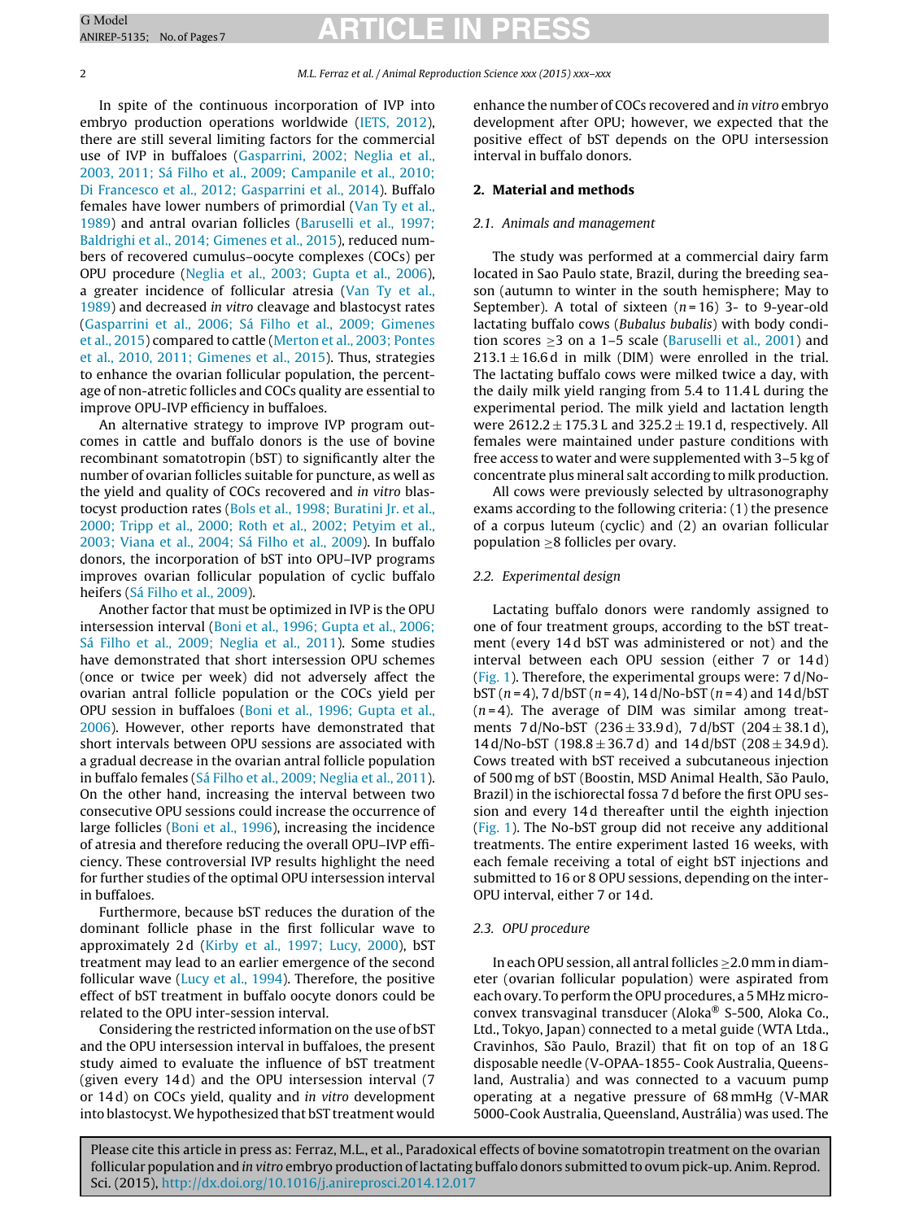In spite of the continuous incorporation of IVP into embryo production operations worldwide (IETS, 2012), there are still several limiting factors for the commercial use of IVP in buffaloes (Gasparrini, 2002; Neglia et al., 2003, 2011; Sá Filho et al., 2009; Campanile et al., 2010; Di Francesco et al., 2012; Gasparrini et al., 2014). Buffalo females have lower numbers of primordial (Van Ty et al., 1989) and antral ovarian follicles (Baruselli et al., 1997; Baldrighi et al., 2014; Gimenes et al., 2015), reduced numbers of recovered cumulus–oocyte complexes (COCs) per OPU procedure (Neglia et al., 2003; Gupta et al., 2006), a greater incidence of follicular atresia (Van Ty et al., 1989) and decreased *in vitro* cleavage and blastocyst rates (Gasparrini et al., 2006; Sá Filho et al., 2009; Gimenes et al., 2015) compared to cattle (Merton et al., 2003; Pontes et al., 2010, 2011; Gimenes et al., 2015). Thus, strategies to enhance the ovarian follicular population, the percentage of non-atretic follicles and COCs quality are essential to improve OPU-IVP efficiency in buffaloes.

An alternative strategy to improve IVP program outcomes in cattle and buffalo donors is the use of bovine recombinant somatotropin (bST) to significantly alter the number of ovarian follicles suitable for puncture, as well as the yield and quality of COCs recovered and *in vitro* blastocyst production rates (Bols et al., 1998; Buratini Jr. et al., 2000; Tripp et al., 2000; Roth et al., 2002; Petyim et al., 2003; Viana et al., 2004; Sá Filho et al., 2009). In buffalo donors, the incorporation of bST into OPU–IVP programs improves ovarian follicular population of cyclic buffalo heifers (Sá Filho et al., 2009).

Another factor that must be optimized in IVP is the OPU intersession interval (Boni et al., 1996; Gupta et al., 2006; Sá Filho et al., 2009; Neglia et al., 2011). Some studies have demonstrated that short intersession OPU schemes (once or twice per week) did not adversely affect the ovarian antral follicle population or the COCs yield per OPU session in buffaloes (Boni et al., 1996; Gupta et al., 2006). However, other reports have demonstrated that short intervals between OPU sessions are associated with a gradual decrease in the ovarian antral follicle population in buffalo females (Sá Filho et al., 2009; Neglia et al., 2011). On the other hand, increasing the interval between two consecutive OPU sessions could increase the occurrence of large follicles (Boni et al., 1996), increasing the incidence of atresia and therefore reducing the overall OPU–IVP efficiency. These controversial IVP results highlight the need for further studies of the optimal OPU intersession interval in buffaloes.

Furthermore, because bST reduces the duration of the dominant follicle phase in the first follicular wave to approximately 2 d (Kirby et al., 1997; Lucy, 2000), bST treatment may lead to an earlier emergence of the second follicular wave (Lucy et al., 1994). Therefore, the positive effect of bST treatment in buffalo oocyte donors could be related to the OPU inter-session interval.

Considering the restricted information on the use of bST and the OPU intersession interval in buffaloes, the present study aimed to evaluate the influence of bST treatment (given every 14 d) and the OPU intersession interval (7 or 14 d) on COCs yield, quality and *in vitro* development into blastocyst. We hypothesized that bST treatment would enhance the number of COCs recovered and *in vitro* embryo development after OPU; however, we expected that the positive effect of bST depends on the OPU intersession interval in buffalo donors.

## 2. Material and methods

### 2.1. Animals and management

The study was performed at a commercial dairy farm located in Sao Paulo state, Brazil, during the breeding season (autumn to winter in the south hemisphere; May to September). A total of sixteen ($n = 16$) 3- to 9-year-old lactating buffalo cows (*Bubalus bubalis*) with body condition scores ≥3 on a 1–5 scale (Baruselli et al., 2001) and 213.1 ± 16.6 d in milk (DIM) were enrolled in the trial. The lactating buffalo cows were milked twice a day, with the daily milk yield ranging from 5.4 to 11.4 L during the experimental period. The milk yield and lactation length were 2612.2 ± 175.3 L and 325.2 ± 19.1 d, respectively. All females were maintained under pasture conditions with free access to water and were supplemented with 3–5 kg of concentrate plus mineral salt according to milk production.

All cows were previously selected by ultrasonography exams according to the following criteria: (1) the presence of a corpus luteum (cyclic) and (2) an ovarian follicular population ≥8 follicles per ovary.

### 2.2. Experimental design

Lactating buffalo donors were randomly assigned to one of four treatment groups, according to the bST treatment (every 14 d bST was administered or not) and the interval between each OPU session (either 7 or 14 d) (Fig. 1). Therefore, the experimental groups were: 7 d/No-bST ($n = 4$), 7 d/bST ($n = 4$), 14 d/No-bST ($n = 4$) and 14 d/bST ($n = 4$). The average of DIM was similar among treatments 7 d/No-bST (236 ± 33.9 d), 7 d/bST (204 ± 38.1 d), 14 d/No-bST (198.8 ± 36.7 d) and 14 d/bST (208 ± 34.9 d). Cows treated with bST received a subcutaneous injection of 500 mg of bST (Boostin, MSD Animal Health, São Paulo, Brazil) in the ischiorectal fossa 7 d before the first OPU session and every 14 d thereafter until the eighth injection (Fig. 1). The No-bST group did not receive any additional treatments. The entire experiment lasted 16 weeks, with each female receiving a total of eight bST injections and submitted to 16 or 8 OPU sessions, depending on the inter-OPU interval, either 7 or 14 d.

### 2.3. OPU procedure

In each OPU session, all antral follicles ≥2.0 mm in diameter (ovarian follicular population) were aspirated from each ovary. To perform the OPU procedures, a 5 MHz micro-convex transvaginal transducer (Aloka® S-500, Aloka Co., Ltd., Tokyo, Japan) connected to a metal guide (WTA Ltda., Cravinhos, São Paulo, Brazil) that fit on top of an 18 G disposable needle (V-OPAA-1855- Cook Australia, Queensland, Australia) and was connected to a vacuum pump operating at a negative pressure of 68 mmHg (V-MAR 5000-Cook Australia, Queensland, Austrália) was used. The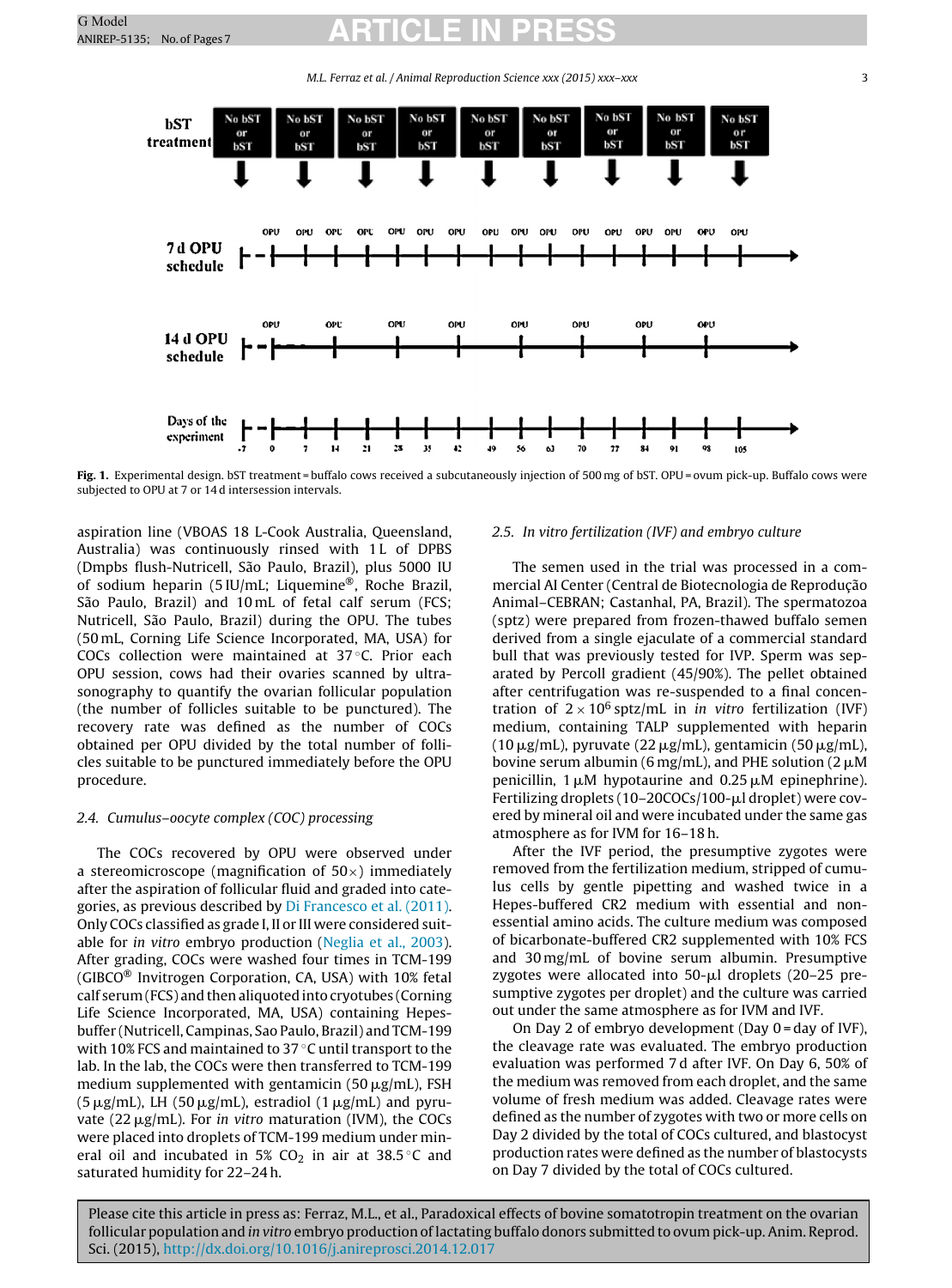Fig. 1. Experimental design. bST treatment = buffalo cows received a subcutaneously injection of 500 mg of bST. OPU = ovum pick-up. Buffalo cows were subjected to OPU at 7 or 14 d intersession intervals.

aspiration line (VBOAS 18 L-Cook Australia, Queensland, Australia) was continuously rinsed with 1 L of DPBS (Dmpbs flush-Nutricell, São Paulo, Brazil), plus 5000 IU of sodium heparin (5 IU/mL; Liquemine®, Roche Brazil, São Paulo, Brazil) and 10 mL of fetal calf serum (FCS; Nutricell, São Paulo, Brazil) during the OPU. The tubes (50 mL, Corning Life Science Incorporated, MA, USA) for COCs collection were maintained at 37 °C. Prior each OPU session, cows had their ovaries scanned by ultrasonography to quantify the ovarian follicular population (the number of follicles suitable to be punctured). The recovery rate was defined as the number of COCs obtained per OPU divided by the total number of follicles suitable to be punctured immediately before the OPU procedure.

### 2.4. Cumulus–oocyte complex (COC) processing

The COCs recovered by OPU were observed under a stereomicroscope (magnification of 50×) immediately after the aspiration of follicular fluid and graded into categories, as previous described by Di Francesco et al. (2011). Only COCs classified as grade I, II or III were considered suitable for *in vitro* embryo production (Neglia et al., 2003). After grading, COCs were washed four times in TCM-199 (GIBCO® Invitrogen Corporation, CA, USA) with 10% fetal calf serum (FCS) and then aliquoted into cryotubes (Corning Life Science Incorporated, MA, USA) containing Hepes-buffer (Nutricell, Campinas, Sao Paulo, Brazil) and TCM-199 with 10% FCS and maintained at 37 °C until transport to the lab. In the lab, the COCs were then transferred to TCM-199 medium supplemented with gentamicin (50 μg/mL), FSH (5 μg/mL), LH (50 μg/mL), estradiol (1 μg/mL) and pyruvate (22 μg/mL). For *in vitro* maturation (IVM), the COCs were placed into droplets of TCM-199 medium under mineral oil and incubated in 5% $CO_2$ in air at 38.5 °C and saturated humidity for 22–24 h.

### 2.5. In vitro fertilization (IVF) and embryo culture

The semen used in the trial was processed in a commercial AI Center (Central de Biotecnologia de Reprodução Animal–CEBRAN; Castanhal, PA, Brazil). The spermatozoa (sptz) were prepared from frozen-thawed buffalo semen derived from a single ejaculate of a commercial standard bull that was previously tested for IVP. Sperm was separated by Percoll gradient (45/90%). The pellet obtained after centrifugation was re-suspended to a final concentration of $2 \times 10^6$ sptz/mL in *in vitro* fertilization (IVF) medium, containing TALP supplemented with heparin (10 μg/mL), pyruvate (22 μg/mL), gentamicin (50 μg/mL), bovine serum albumin (6 mg/mL), and PHE solution (2 μM penicillin, 1 μM hypotaurine and 0.25 μM epinephrine). Fertilizing droplets (10–20COCs/100-μl droplet) were covered by mineral oil and were incubated under the same gas atmosphere as for IVM for 16–18 h.

After the IVF period, the presumptive zygotes were removed from the fertilization medium, stripped of cumulus cells by gentle pipetting and washed twice in a Hepes-buffered CR2 medium with essential and non-essential amino acids. The culture medium was composed of bicarbonate-buffered CR2 supplemented with 10% FCS and 30 mg/mL of bovine serum albumin. Presumptive zygotes were allocated into 50-μl droplets (20–25 presumptive zygotes per droplet) and the culture was carried out under the same atmosphere as for IVM and IVF.

On Day 2 of embryo development (Day 0 = day of IVF), the cleavage rate was evaluated. The embryo production evaluation was performed 7 d after IVF. On Day 6, 50% of the medium was removed from each droplet, and the same volume of fresh medium was added. Cleavage rates were defined as the number of zygotes with two or more cells on Day 2 divided by the total of COCs cultured, and blastocyst production rates were defined as the number of blastocysts on Day 7 divided by the total of COCs cultured.

Please cite this article in press as: Ferraz, M.L., et al., Paradoxical effects of bovine somatotropin treatment on the ovarian follicular population and *in vitro* embryo production of lactating buffalo donors submitted to ovum pick-up. Anim. Reprod. Sci. (2015), http://dx.doi.org/10.1016/j.anireprosci.2014.12.017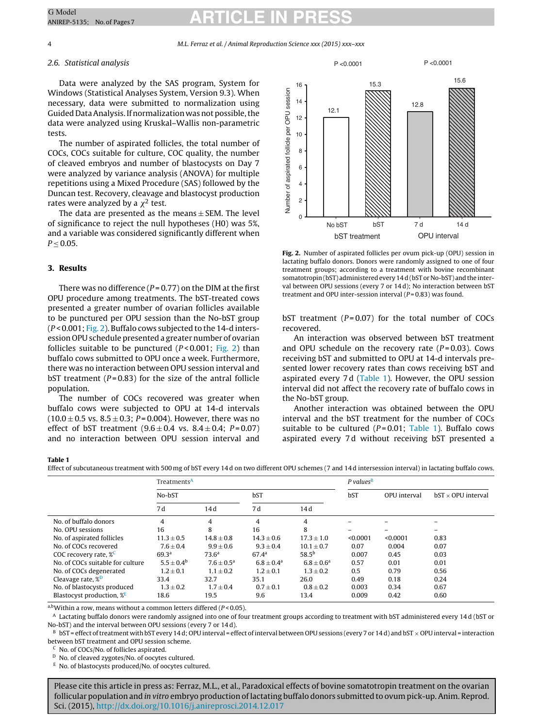### 2.6. Statistical analysis

Data were analyzed by the SAS program, System for Windows (Statistical Analyses System, Version 9.3). When necessary, data were submitted to normalization using Guided Data Analysis. If normalization was not possible, the data were analyzed using Kruskal–Wallis non-parametric tests.

The number of aspirated follicles, the total number of COCs, COCs suitable for culture, COC quality, the number of cleaved embryos and number of blastocysts on Day 7 were analyzed by variance analysis (ANOVA) for multiple repetitions using a Mixed Procedure (SAS) followed by the Duncan test. Recovery, cleavage and blastocyst production rates were analyzed by a $\chi^2$ test.

The data are presented as the means ± SEM. The level of significance to reject the null hypotheses (H0) was 5%, and a variable was considered significantly different when $P \leq 0.05$.

## 3. Results

There was no difference ($P = 0.77$) on the DIM at the first OPU procedure among treatments. The bST-treated cows presented a greater number of ovarian follicles available to be punctured per OPU session than the No-bST group ($P < 0.001$; Fig. 2). Buffalo cows subjected to the 14-d intersession OPU schedule presented a greater number of ovarian follicles suitable to be punctured ($P < 0.001$; Fig. 2) than buffalo cows submitted to OPU once a week. Furthermore, there was no interaction between OPU session interval and bST treatment ($P = 0.83$) for the size of the antral follicle population.

The number of COCs recovered was greater when buffalo cows were subjected to OPU at 14-d intervals (10.0 ± 0.5 vs. 8.5 ± 0.3; $P = 0.004$). However, there was no effect of bST treatment (9.6 ± 0.4 vs. 8.4 ± 0.4; $P = 0.07$) and no interaction between OPU session interval and bST treatment ($P = 0.07$) for the total number of COCs recovered.

An interaction was observed between bST treatment and OPU schedule on the recovery rate ($P = 0.03$). Cows receiving bST and submitted to OPU at 14-d intervals presented lower recovery rates than cows receiving bST and aspirated every 7 d (Table 1). However, the OPU session interval did not affect the recovery rate of buffalo cows in the No-bST group.

Another interaction was obtained between the OPU interval and the bST treatment for the number of COCs suitable to be cultured ($P = 0.01$; Table 1). Buffalo cows aspirated every 7 d without receiving bST presented a

**Fig. 2.** Number of aspirated follicles per ovum pick-up (OPU) session in lactating buffalo donors. Donors were randomly assigned to one of four treatment groups; according to a treatment with bovine recombinant somatotropin (bST) administered every 14 d (bST or No-bST) and the interval between OPU sessions (every 7 or 14 d); No interaction between bST treatment and OPU inter-session interval ($P = 0.83$) was found.

**Table 1**
Effect of subcutaneous treatment with 500 mg of bST every 14 d on two different OPU schemes (7 and 14 d intersession interval) in lactating buffalo cows.

| | Treatments[A] | | | | P values[B] | | |
|---|---|---|---|---|---|---|---|
| | No-bST | | bST | | bST | OPU interval | bST × OPU interval |
| | 7 d | 14 d | 7 d | 14 d | | | |
| No. of buffalo donors | 4 | 4 | 4 | 4 | – | – | – |
| No. OPU sessions | 16 | 8 | 16 | 8 | – | – | – |
| No. of aspirated follicles | 11.3 ± 0.5 | 14.8 ± 0.8 | 14.3 ± 0.6 | 17.3 ± 1.0 | <0.0001 | <0.0001 | 0.83 |
| No. of COCs recovered | 7.6 ± 0.4 | 9.9 ± 0.6 | 9.3 ± 0.4 | 10.1 ± 0.7 | 0.07 | 0.004 | 0.07 |
| COC recovery rate, %[C] | 69.3[a] | 73.6[a] | 67.4[a] | 58.5[b] | 0.007 | 0.45 | 0.03 |
| No. of COCs suitable for culture | 5.5 ± 0.4[b] | 7.6 ± 0.5[a] | 6.8 ± 0.4[a] | 6.8 ± 0.6[a] | 0.57 | 0.01 | 0.01 |
| No. of COCs degenerated | 1.2 ± 0.1 | 1.1 ± 0.2 | 1.2 ± 0.1 | 1.3 ± 0.2 | 0.5 | 0.79 | 0.56 |
| Cleavage rate, %[D] | 33.4 | 32.7 | 35.1 | 26.0 | 0.49 | 0.18 | 0.24 |
| No. of blastocysts produced | 1.3 ± 0.2 | 1.7 ± 0.4 | 0.7 ± 0.1 | 0.8 ± 0.2 | 0.003 | 0.34 | 0.67 |
| Blastocyst production, %[E] | 18.6 | 19.5 | 9.6 | 13.4 | 0.009 | 0.42 | 0.60 |

[a,b] Within a row, means without a common letters differed ($P < 0.05$).
[A] Lactating buffalo donors were randomly assigned into one of four treatment groups according to treatment with bST administered every 14 d (bST or No-bST) and the interval between OPU sessions (every 7 or 14 d).
[B] bST = effect of treatment with bST every 14 d; OPU interval = effect of interval between OPU sessions (every 7 or 14 d) and bST × OPU interval = interaction between bST treatment and OPU session scheme.
[C] No. of COCs/No. of follicles aspirated.
[D] No. of cleaved zygotes/No. of oocytes cultured.
[E] No. of blastocysts produced/No. of oocytes cultured.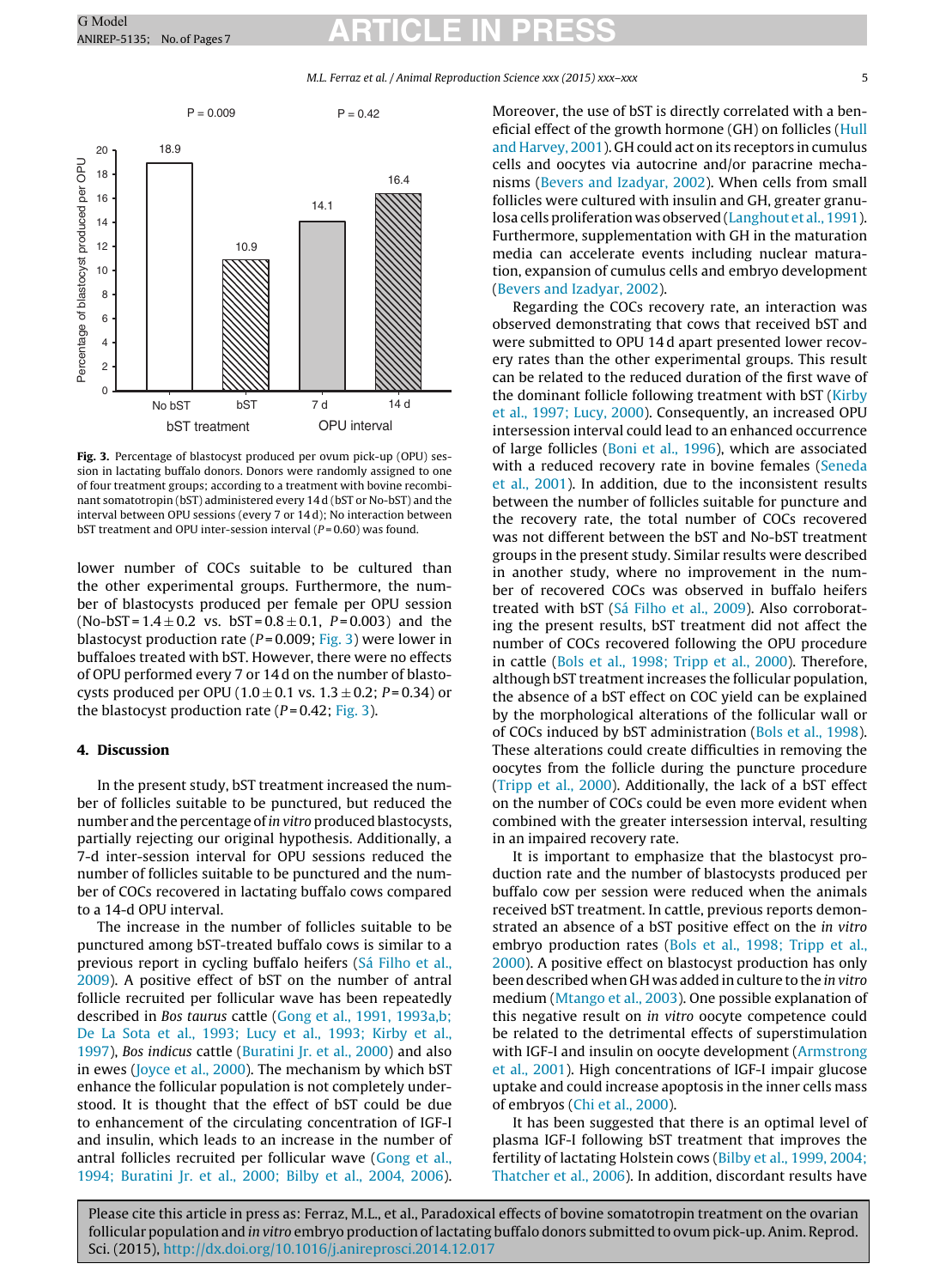Fig. 3. Percentage of blastocyst produced per ovum pick-up (OPU) session in lactating buffalo donors. Donors were randomly assigned to one of four treatment groups; according to a treatment with bovine recombinant somatotropin (bST) administered every 14 d (bST or No-bST) and the interval between OPU sessions (every 7 or 14 d); No interaction between bST treatment and OPU inter-session interval ($P = 0.60$) was found.

lower number of COCs suitable to be cultured than the other experimental groups. Furthermore, the number of blastocysts produced per female per OPU session (No-bST = 1.4 ± 0.2 vs. bST = 0.8 ± 0.1, $P = 0.003$) and the blastocyst production rate ($P = 0.009$; Fig. 3) were lower in buffaloes treated with bST. However, there were no effects of OPU performed every 7 or 14 d on the number of blastocysts produced per OPU (1.0 ± 0.1 vs. 1.3 ± 0.2; $P = 0.34$) or the blastocyst production rate ($P = 0.42$; Fig. 3).

## 4. Discussion

In the present study, bST treatment increased the number of follicles suitable to be punctured, but reduced the number and the percentage of *in vitro* produced blastocysts, partially rejecting our original hypothesis. Additionally, a 7-d inter-session interval for OPU sessions reduced the number of follicles suitable to be punctured and the number of COCs recovered in lactating buffalo cows compared to a 14-d OPU interval.

The increase in the number of follicles suitable to be punctured among bST-treated buffalo cows is similar to a previous report in cycling buffalo heifers (Sá Filho et al., 2009). A positive effect of bST on the number of antral follicle recruited per follicular wave has been repeatedly described in *Bos taurus* cattle (Gong et al., 1991, 1993a,b; De La Sota et al., 1993; Lucy et al., 1993; Kirby et al., 1997), *Bos indicus* cattle (Buratini Jr. et al., 2000) and also in ewes (Joyce et al., 2000). The mechanism by which bST enhance the follicular population is not completely understood. It is thought that the effect of bST could be due to enhancement of the circulating concentration of IGF-I and insulin, which leads to an increase in the number of antral follicles recruited per follicular wave (Gong et al., 1994; Buratini Jr. et al., 2000; Bilby et al., 2004, 2006). Moreover, the use of bST is directly correlated with a beneficial effect of the growth hormone (GH) on follicles (Hull and Harvey, 2001). GH could act on its receptors in cumulus cells and oocytes via autocrine and/or paracrine mechanisms (Bevers and Izadyar, 2002). When cells from small follicles were cultured with insulin and GH, greater granulosa cells proliferation was observed (Langhout et al., 1991). Furthermore, supplementation with GH in the maturation media can accelerate events including nuclear maturation, expansion of cumulus cells and embryo development (Bevers and Izadyar, 2002).

Regarding the COCs recovery rate, an interaction was observed demonstrating that cows that received bST and were submitted to OPU 14 d apart presented lower recovery rates than the other experimental groups. This result can be related to the reduced duration of the first wave of the dominant follicle following treatment with bST (Kirby et al., 1997; Lucy, 2000). Consequently, an increased OPU intersession interval could lead to an enhanced occurrence of large follicles (Boni et al., 1996), which are associated with a reduced recovery rate in bovine females (Seneda et al., 2001). In addition, due to the inconsistent results between the number of follicles suitable for puncture and the recovery rate, the total number of COCs recovered was not different between the bST and No-bST treatment groups in the present study. Similar results were described in another study, where no improvement in the number of recovered COCs was observed in buffalo heifers treated with bST (Sá Filho et al., 2009). Also corroborating the present results, bST treatment did not affect the number of COCs recovered following the OPU procedure in cattle (Bols et al., 1998; Tripp et al., 2000). Therefore, although bST treatment increases the follicular population, the absence of a bST effect on COC yield can be explained by the morphological alterations of the follicular wall or of COCs induced by bST administration (Bols et al., 1998). These alterations could create difficulties in removing the oocytes from the follicle during the puncture procedure (Tripp et al., 2000). Additionally, the lack of a bST effect on the number of COCs could be even more evident when combined with the greater intersession interval, resulting in an impaired recovery rate.

It is important to emphasize that the blastocyst production rate and the number of blastocysts produced per buffalo cow per session were reduced when the animals received bST treatment. In cattle, previous reports demonstrated an absence of a bST positive effect on the *in vitro* embryo production rates (Bols et al., 1998; Tripp et al., 2000). A positive effect on blastocyst production has only been described when GH was added in culture to the *in vitro* medium (Mtango et al., 2003). One possible explanation of this negative result on *in vitro* oocyte competence could be related to the detrimental effects of superstimulation with IGF-I and insulin on oocyte development (Armstrong et al., 2001). High concentrations of IGF-I impair glucose uptake and could increase apoptosis in the inner cells mass of embryos (Chi et al., 2000).

It has been suggested that there is an optimal level of plasma IGF-I following bST treatment that improves the fertility of lactating Holstein cows (Bilby et al., 1999, 2004; Thatcher et al., 2006). In addition, discordant results have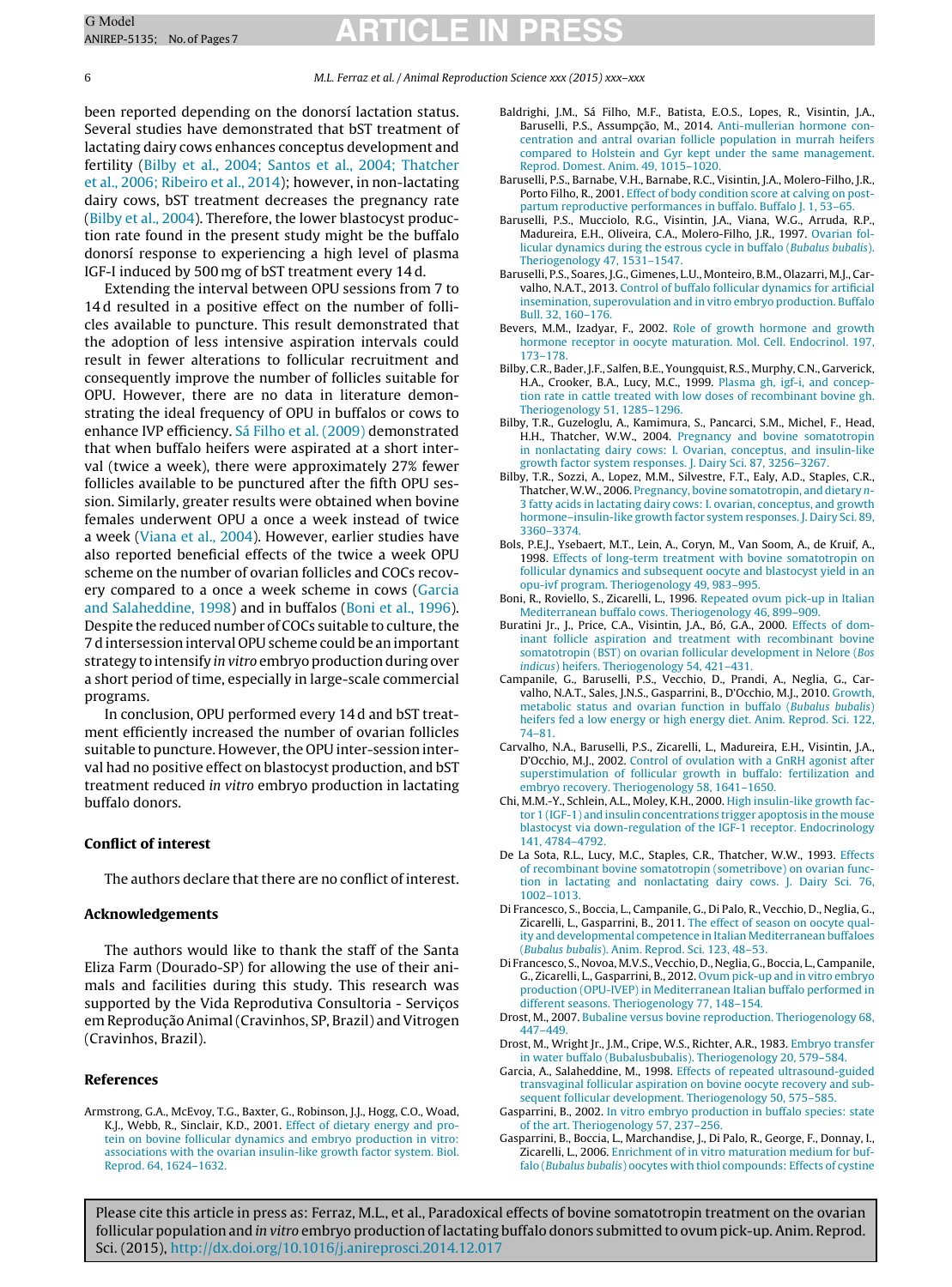been reported depending on the donorsí lactation status. Several studies have demonstrated that bST treatment of lactating dairy cows enhances conceptus development and fertility (Bilby et al., 2004; Santos et al., 2004; Thatcher et al., 2006; Ribeiro et al., 2014); however, in non-lactating dairy cows, bST treatment decreases the pregnancy rate (Bilby et al., 2004). Therefore, the lower blastocyst production rate found in the present study might be the buffalo donorsí response to experiencing a high level of plasma IGF-I induced by 500 mg of bST treatment every 14 d.

Extending the interval between OPU sessions from 7 to 14 d resulted in a positive effect on the number of follicles available to puncture. This result demonstrated that the adoption of less intensive aspiration intervals could result in fewer alterations to follicular recruitment and consequently improve the number of follicles suitable for OPU. However, there are no data in literature demonstrating the ideal frequency of OPU in buffalos or cows to enhance IVP efficiency. Sá Filho et al. (2009) demonstrated that when buffalo heifers were aspirated at a short interval (twice a week), there were approximately 27% fewer follicles available to be punctured after the fifth OPU session. Similarly, greater results were obtained when bovine females underwent OPU a once a week instead of twice a week (Viana et al., 2004). However, earlier studies have also reported beneficial effects of the twice a week OPU scheme on the number of ovarian follicles and COCs recovery compared to a once a week scheme in cows (Garcia and Salaheddine, 1998) and in buffalos (Boni et al., 1996). Despite the reduced number of COCs suitable to culture, the 7 d intersession interval OPU scheme could be an important strategy to intensify *in vitro* embryo production during over a short period of time, especially in large-scale commercial programs.

In conclusion, OPU performed every 14 d and bST treatment efficiently increased the number of ovarian follicles suitable to puncture. However, the OPU inter-session interval had no positive effect on blastocyst production, and bST treatment reduced *in vitro* embryo production in lactating buffalo donors.

## Conflict of interest

The authors declare that there are no conflict of interest.

## Acknowledgements

The authors would like to thank the staff of the Santa Eliza Farm (Dourado-SP) for allowing the use of their animals and facilities during this study. This research was supported by the Vida Reprodutiva Consultoria - Serviços em Reprodução Animal (Cravinhos, SP, Brazil) and Vitrogen (Cravinhos, Brazil).

## References

Armstrong, G.A., McEvoy, T.G., Baxter, G., Robinson, J.J., Hogg, C.O., Woad, K.J., Webb, R., Sinclair, K.D., 2001. Effect of dietary energy and protein on bovine follicular dynamics and embryo production in vitro: associations with the ovarian insulin-like growth factor system. Biol. Reprod. 64, 1624–1632.

Baldrighi, J.M., Sá Filho, M.F., Batista, E.O.S., Lopes, R., Visintin, J.A., Baruselli, P.S., Assumpção, M., 2014. Anti-mullerian hormone concentration and antral ovarian follicle population in murrah heifers compared to Holstein and Gyr kept under the same management. Reprod. Domest. Anim. 49, 1015–1020.

Baruselli, P.S., Barnabe, V.H., Barnabe, R.C., Visintin, J.A., Molero-Filho, J.R., Porto Filho, R., 2001. Effect of body condition score at calving on postpartum reproductive performances in buffalo. Buffalo J. 1, 53–65.

Baruselli, P.S., Mucciolo, R.G., Visintin, J.A., Viana, W.G., Arruda, R.P., Madureira, E.H., Oliveira, C.A., Molero-Filho, J.R., 1997. Ovarian follicular dynamics during the estrous cycle in buffalo (*Bubalus bubalis*). Theriogenology 47, 1531–1547.

Baruselli, P.S., Soares, J.G., Gimenes, L.U., Monteiro, B.M., Olazarri, M.J., Carvalho, N.A.T., 2013. Control of buffalo follicular dynamics for artificial insemination, superovulation and in vitro embryo production. Buffalo Bull. 32, 160–176.

Bevers, M.M., Izadyar, F., 2002. Role of growth hormone and growth hormone receptor in oocyte maturation. Mol. Cell. Endocrinol. 197, 173–178.

Bilby, C.R., Bader, J.F., Salfen, B.E., Youngquist, R.S., Murphy, C.N., Garverick, H.A., Crooker, B.A., Lucy, M.C., 1999. Plasma gh, igf-i, and conception rate in cattle treated with low doses of recombinant bovine gh. Theriogenology 51, 1285–1296.

Bilby, T.R., Guzeloglu, A., Kamimura, S., Pancarci, S.M., Michel, F., Head, H.H., Thatcher, W.W., 2004. Pregnancy and bovine somatotropin in nonlactating dairy cows: I. Ovarian, conceptus, and insulin-like growth factor system responses. J. Dairy Sci. 87, 3256–3267.

Bilby, T.R., Sozzi, A., Lopez, M.M., Silvestre, F.T., Ealy, A.D., Staples, C.R., Thatcher, W.W., 2006. Pregnancy, bovine somatotropin, and dietary *n*-3 fatty acids in lactating dairy cows: I. ovarian, conceptus, and growth hormone–insulin-like growth factor system responses. J. Dairy Sci. 89, 3360–3374.

Bols, P.E.J., Ysebaert, M.T., Lein, A., Coryn, M., Van Soom, A., de Kruif, A., 1998. Effects of long-term treatment with bovine somatotropin on follicular dynamics and subsequent oocyte and blastocyst yield in an opu-ivf program. Theriogenology 49, 983–995.

Boni, R., Roviello, S., Zicarelli, L., 1996. Repeated ovum pick-up in Italian Mediterranean buffalo cows. Theriogenology 46, 899–909.

Buratini Jr., J., Price, C.A., Visintin, J.A., Bó, G.A., 2000. Effects of dominant follicle aspiration and treatment with recombinant bovine somatotropin (BST) on ovarian follicular development in Nelore (*Bos indicus*) heifers. Theriogenology 54, 421–431.

Campanile, G., Baruselli, P.S., Vecchio, D., Prandi, A., Neglia, G., Carvalho, N.A.T., Sales, J.N.S., Gasparrini, B., D'Occhio, M.J., 2010. Growth, metabolic status and ovarian function in buffalo (*Bubalus bubalis*) heifers fed a low energy or high energy diet. Anim. Reprod. Sci. 122, 74–81.

Carvalho, N.A., Baruselli, P.S., Zicarelli, L., Madureira, E.H., Visintin, J.A., D'Occhio, M.J., 2002. Control of ovulation with a GnRH agonist after superstimulation of follicular growth in buffalo: fertilization and embryo recovery. Theriogenology 58, 1641–1650.

Chi, M.M.-Y., Schlein, A.L., Moley, K.H., 2000. High insulin-like growth factor 1 (IGF-1) and insulin concentrations trigger apoptosis in the mouse blastocyst via down-regulation of the IGF-1 receptor. Endocrinology 141, 4784–4792.

De La Sota, R.L., Lucy, M.C., Staples, C.R., Thatcher, W.W., 1993. Effects of recombinant bovine somatotropin (sometribove) on ovarian function in lactating and nonlactating dairy cows. J. Dairy Sci. 76, 1002–1013.

Di Francesco, S., Boccia, L., Campanile, G., Di Palo, R., Vecchio, D., Neglia, G., Zicarelli, L., Gasparrini, B., 2011. The effect of season on oocyte quality and developmental competence in Italian Mediterranean buffaloes (*Bubalus bubalis*). Anim. Reprod. Sci. 123, 48–53.

Di Francesco, S., Novoa, M.V.S., Vecchio, D., Neglia, G., Boccia, L., Campanile, G., Zicarelli, L., Gasparrini, B., 2012. Ovum pick-up and in vitro embryo production (OPU-IVEP) in Mediterranean Italian buffalo performed in different seasons. Theriogenology 77, 148–154.

Drost, M., 2007. Bubaline versus bovine reproduction. Theriogenology 68, 447–449.

Drost, M., Wright Jr., J.M., Cripe, W.S., Richter, A.R., 1983. Embryo transfer in water buffalo (Bubalusbubalis). Theriogenology 20, 579–584.

Garcia, A., Salaheddine, M., 1998. Effects of repeated ultrasound-guided transvaginal follicular aspiration on bovine oocyte recovery and subsequent follicular development. Theriogenology 50, 575–585.

Gasparrini, B., 2002. In vitro embryo production in buffalo species: state of the art. Theriogenology 57, 237–256.

Gasparrini, B., Boccia, L., Marchandise, J., Di Palo, R., George, F., Donnay, I., Zicarelli, L., 2006. Enrichment of in vitro maturation medium for buffalo (*Bubalus bubalis*) oocytes with thiol compounds: Effects of cystine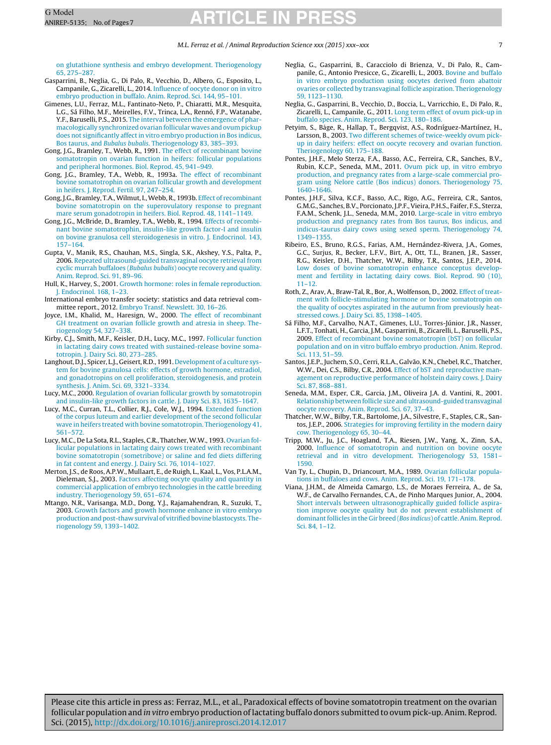on glutathione synthesis and embryo development. Theriogenology 65, 275–287.

Gasparrini, B., Neglia, G., Di Palo, R., Vecchio, D., Albero, G., Esposito, L., Campanile, G., Zicarelli, L., 2014. Influence of oocyte donor on in vitro embryo production in buffalo. Anim. Reprod. Sci. 144, 95–101.

Gimenes, L.U., Ferraz, M.L., Fantinato-Neto, P., Chiaratti, M.R., Mesquita, L.G., Sá Filho, M.F., Meirelles, F.V., Trinca, L.A., Rennó, F.P., Watanabe, Y.F., Baruselli, P.S., 2015. The interval between the emergence of pharmacologically synchronized ovarian follicular waves and ovum pickup does not significantly affect in vitro embryo production in Bos indicus, Bos taurus, and *Bubalus bubalis*. Theriogenology 83, 385–393.

Gong, J.G., Bramley, T., Webb, R., 1991. The effect of recombinant bovine somatotropin on ovarian function in heifers: follicular populations and peripheral hormones. Biol. Reprod. 45, 941–949.

Gong, J.G., Bramley, T.A., Webb, R., 1993a. The effect of recombinant bovine somatotrophin on ovarian follicular growth and development in heifers. J. Reprod. Fertil. 97, 247–254.

Gong, J.G., Bramley, T.A., Wilmut, I., Webb, R., 1993b. Effect of recombinant bovine somatotropin on the superovulatory response to pregnant mare serum gonadotropin in heifers. Biol. Reprod. 48, 1141–1149.

Gong, J.G., McBride, D., Bramley, T.A., Webb, R., 1994. Effects of recombinant bovine somatotrophin, insulin-like growth factor-I and insulin on bovine granulosa cell steroidogenesis in vitro. J. Endocrinol. 143, 157–164.

Gupta, V., Manik, R.S., Chauhan, M.S., Singla, S.K., Akshey, Y.S., Palta, P., 2006. Repeated ultrasound-guided transvaginal oocyte retrieval from cyclic murrah buffaloes (*Bubalus bubalis*) oocyte recovery and quality. Anim. Reprod. Sci. 91, 89–96.

Hull, K., Harvey, S., 2001. Growth hormone: roles in female reproduction. J. Endocrinol. 168, 1–23.

International embryo transfer society: statistics and data retrieval committee report., 2012. Embryo Transf. Newslett. 30, 16–26.

Joyce, I.M., Khalid, M., Haresign, W., 2000. The effect of recombinant GH treatment on ovarian follicle growth and atresia in sheep. Theriogenology 54, 327–338.

Kirby, C.J., Smith, M.F., Keisler, D.H., Lucy, M.C., 1997. Follicular function in lactating dairy cows treated with sustained-release bovine somatotropin. J. Dairy Sci. 80, 273–285.

Langhout, D.J., Spicer, L.J., Geisert, R.D., 1991. Development of a culture system for bovine granulosa cells: effects of growth hormone, estradiol, and gonadotropins on cell proliferation, steroidogenesis, and protein synthesis. J. Anim. Sci. 69, 3321–3334.

Lucy, M.C., 2000. Regulation of ovarian follicular growth by somatotropin and insulin-like growth factors in cattle. J. Dairy Sci. 83, 1635–1647.

Lucy, M.C., Curran, T.L., Collier, R.J., Cole, W.J., 1994. Extended function of the corpus luteum and earlier development of the second follicular wave in heifers treated with bovine somatotropin. Theriogenology 41, 561–572.

Lucy, M.C., De La Sota, R.L., Staples, C.R., Thatcher, W.W., 1993. Ovarian follicular populations in lactating dairy cows treated with recombinant bovine somatotropin (sometribove) or saline and fed diets differing in fat content and energy. J. Dairy Sci. 76, 1014–1027.

Merton, J.S., de Roos, A.P.W., Mullaart, E., de Ruigh, L., Kaal, L., Vos, P.L.A.M., Dieleman, S.J., 2003. Factors affecting oocyte quality and quantity in commercial application of embryo technologies in the cattle breeding industry. Theriogenology 59, 651–674.

Mtango, N.R., Varisanga, M.D., Dong, Y.J., Rajamahendran, R., Suzuki, T., 2003. Growth factors and growth hormone enhance in vitro embryo production and post-thaw survival of vitrified bovine blastocysts. Theriogenology 59, 1393–1402.

Neglia, G., Gasparrini, B., Caracciolo di Brienza, V., Di Palo, R., Campanile, G., Antonio Presicce, G., Zicarelli, L., 2003. Bovine and buffalo in vitro embryo production using oocytes derived from abattoir ovaries or collected by transvaginal follicle aspiration. Theriogenology 59, 1123–1130.

Neglia, G., Gasparrini, B., Vecchio, D., Boccia, L., Varricchio, E., Di Palo, R., Zicarelli, L., Campanile, G., 2011. Long term effect of ovum pick-up in buffalo species. Anim. Reprod. Sci. 123, 180–186.

Petyim, S., Båge, R., Hallap, T., Bergqvist, A.S., Rodríguez-Martínez, H., Larsson, B., 2003. Two different schemes of twice-weekly ovum pick-up in dairy heifers: effect on oocyte recovery and ovarian function. Theriogenology 60, 175–188.

Pontes, J.H.F., Melo Sterza, F.A., Basso, A.C., Ferreira, C.R., Sanches, B.V., Rubin, K.C.P., Seneda, M.M., 2011. Ovum pick up, in vitro embryo production, and pregnancy rates from a large-scale commercial program using Nelore cattle (Bos indicus) donors. Theriogenology 75, 1640–1646.

Pontes, J.H.F., Silva, K.C.F., Basso, A.C., Rigo, A.G., Ferreira, C.R., Santos, G.M.G., Sanches, B.V., Porcionato, J.P.F., Vieira, P.H.S., Faifer, F.S., Sterza, F.A.M., Schenk, J.L., Seneda, M.M., 2010. Large-scale in vitro embryo production and pregnancy rates from Bos taurus, Bos indicus, and indicus-taurus dairy cows using sexed sperm. Theriogenology 74, 1349–1355.

Ribeiro, E.S., Bruno, R.G.S., Farias, A.M., Hernández-Rivera, J.A., Gomes, G.C., Surjus, R., Becker, L.F.V., Birt, A., Ott, T.L., Branen, J.R., Sasser, R.G., Keisler, D.H., Thatcher, W.W., Bilby, T.R., Santos, J.E.P., 2014. Low doses of bovine somatotropin enhance conceptus development and fertility in lactating dairy cows. Biol. Reprod. 90 (10), 11–12.

Roth, Z., Arav, A., Braw-Tal, R., Bor, A., Wolfenson, D., 2002. Effect of treatment with follicle-stimulating hormone or bovine somatotropin on the quality of oocytes aspirated in the autumn from previously heat-stressed cows. J. Dairy Sci. 85, 1398–1405.

Sá Filho, M.F., Carvalho, N.A.T., Gimenes, L.U., Torres-Júnior, J.R., Nasser, L.F.T., Tonhati, H., Garcia, J.M., Gasparrini, B., Zicarelli, L., Baruselli, P.S., 2009. Effect of recombinant bovine somatotropin (bST) on follicular population and on in vitro buffalo embryo production. Anim. Reprod. Sci. 113, 51–59.

Santos, J.E.P., Juchem, S.O., Cerri, R.L.A., Galvão, K.N., Chebel, R.C., Thatcher, W.W., Dei, C.S., Bilby, C.R., 2004. Effect of bST and reproductive management on reproductive performance of holstein dairy cows. J. Dairy Sci. 87, 868–881.

Seneda, M.M., Esper, C.R., Garcia, J.M., Oliveira J.A. d. Vantini, R., 2001. Relationship between follicle size and ultrasound-guided transvaginal oocyte recovery. Anim. Reprod. Sci. 67, 37–43.

Thatcher, W.W., Bilby, T.R., Bartolome, J.A., Silvestre, F., Staples, C.R., Santos, J.E.P., 2006. Strategies for improving fertility in the modern dairy cow. Theriogenology 65, 30–44.

Tripp, M.W., Ju, J.C., Hoagland, T.A., Riesen, J.W., Yang, X., Zinn, S.A., 2000. Influence of somatotropin and nutrition on bovine oocyte retrieval and in vitro development. Theriogenology 53, 1581–1590.

Van Ty, L., Chupin, D., Driancourt, M.A., 1989. Ovarian follicular populations in buffaloes and cows. Anim. Reprod. Sci. 19, 171–178.

Viana, J.H.M., de Almeida Camargo, L.S., de Moraes Ferreira, A., de Sa, W.F., de Carvalho Fernandes, C.A., de Pinho Marques Junior, A., 2004. Short intervals between ultrasonographically guided follicle aspiration improve oocyte quality but do not prevent establishment of dominant follicles in the Gir breed (*Bos indicus*) of cattle. Anim. Reprod. Sci. 84, 1–12.

Please cite this article in press as: Ferraz, M.L., et al., Paradoxical effects of bovine somatotropin treatment on the ovarian follicular population and *in vitro* embryo production of lactating buffalo donors submitted to ovum pick-up. Anim. Reprod. Sci. (2015), http://dx.doi.org/10.1016/j.anireprosci.2014.12.017